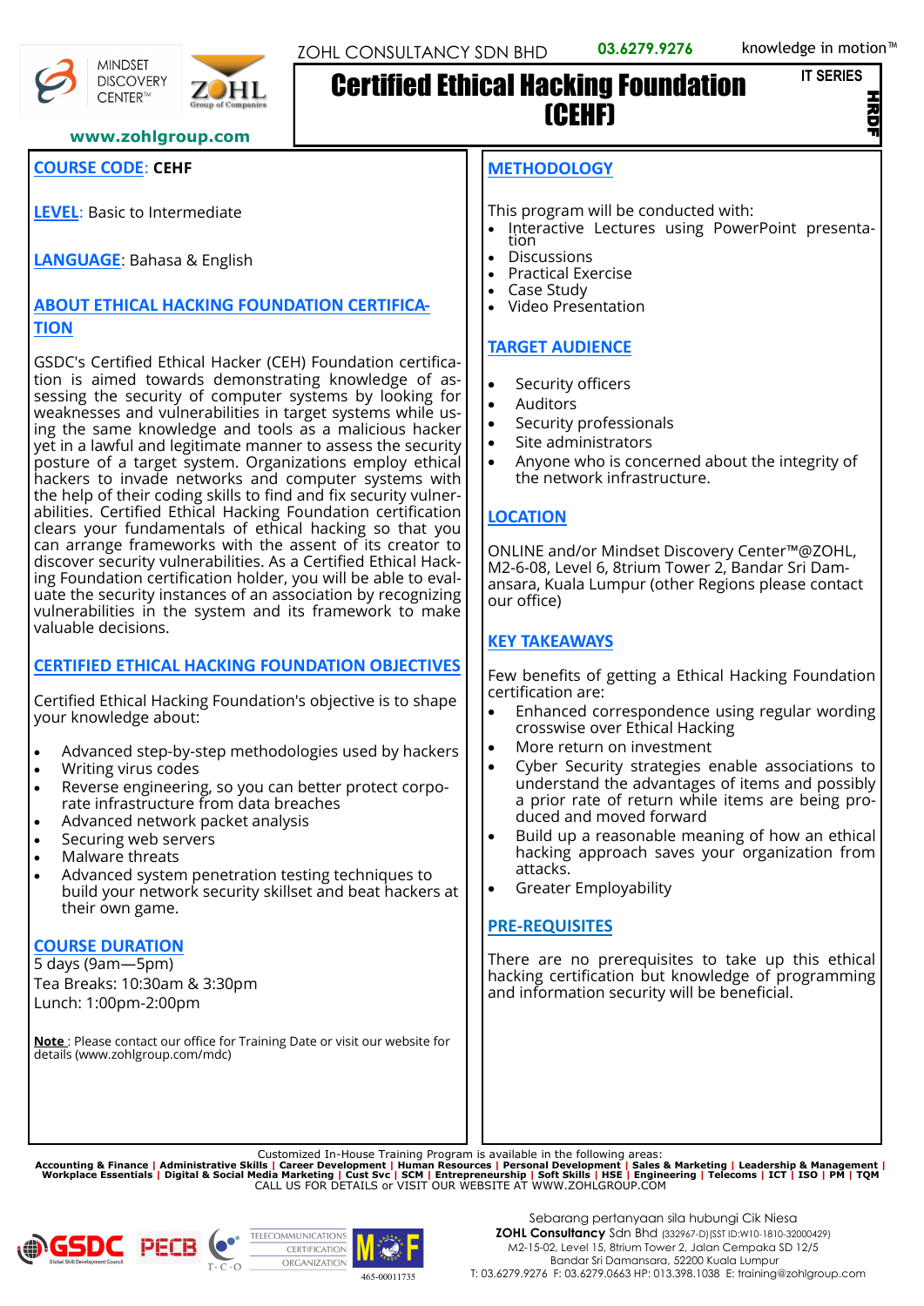ZOHL CONSULTANCY SDN BHD 03.6279.9276 knowledge in motion™

MINDSET DISCOVERY CENTER™

www.zohlgroup.com

# Certified Ethical Hacking Foundation (CEHF)

IT SERIES

HRDF

**COURSE CODE**: **CEHF**

**LEVEL**: Basic to Intermediate

**LANGUAGE**: Bahasa & English

## ABOUT ETHICAL HACKING FOUNDATION CERTIFICATION

GSDC's Certified Ethical Hacker (CEH) Foundation certification is aimed towards demonstrating knowledge of assessing the security of computer systems by looking for weaknesses and vulnerabilities in target systems while using the same knowledge and tools as a malicious hacker yet in a lawful and legitimate manner to assess the security posture of a target system. Organizations employ ethical hackers to invade networks and computer systems with the help of their coding skills to find and fix security vulnerabilities. Certified Ethical Hacking Foundation certification clears your fundamentals of ethical hacking so that you can arrange frameworks with the assent of its creator to discover security vulnerabilities. As a Certified Ethical Hacking Foundation certification holder, you will be able to evaluate the security instances of an association by recognizing vulnerabilities in the system and its framework to make valuable decisions.

## CERTIFIED ETHICAL HACKING FOUNDATION OBJECTIVES

Certified Ethical Hacking Foundation's objective is to shape your knowledge about:

- Advanced step-by-step methodologies used by hackers
- Writing virus codes
- Reverse engineering, so you can better protect corporate infrastructure from data breaches
- Advanced network packet analysis
- Securing web servers
- Malware threats
- Advanced system penetration testing techniques to build your network security skillset and beat hackers at their own game.

## COURSE DURATION

5 days (9am—5pm)
Tea Breaks: 10:30am & 3:30pm
Lunch: 1:00pm-2:00pm

**Note** : Please contact our office for Training Date or visit our website for details (www.zohlgroup.com/mdc)

## METHODOLOGY

This program will be conducted with:

- Interactive Lectures using PowerPoint presentation
- Discussions
- Practical Exercise
- Case Study
- Video Presentation

## TARGET AUDIENCE

- Security officers
- Auditors
- Security professionals
- Site administrators
- Anyone who is concerned about the integrity of the network infrastructure.

## LOCATION

ONLINE and/or Mindset Discovery Center™@ZOHL, M2-6-08, Level 6, 8trium Tower 2, Bandar Sri Damansara, Kuala Lumpur (other Regions please contact our office)

## KEY TAKEAWAYS

Few benefits of getting a Ethical Hacking Foundation certification are:

- Enhanced correspondence using regular wording crosswise over Ethical Hacking
- More return on investment
- Cyber Security strategies enable associations to understand the advantages of items and possibly a prior rate of return while items are being produced and moved forward
- Build up a reasonable meaning of how an ethical hacking approach saves your organization from attacks.
- Greater Employability

## PRE-REQUISITES

There are no prerequisites to take up this ethical hacking certification but knowledge of programming and information security will be beneficial.

Customized In-House Training Program is available in the following areas:
**Accounting & Finance | Administrative Skills | Career Development | Human Resources | Personal Development | Sales & Marketing | Leadership & Management | Workplace Essentials | Digital & Social Media Marketing | Cust Svc | SCM | Entrepreneurship | Soft Skills | HSE | Engineering | Telecoms | ICT | ISO | PM | TQM**
CALL US FOR DETAILS or VISIT OUR WEBSITE AT WWW.ZOHLGROUP.COM

GSDC | PECB | TELECOMMUNICATIONS CERTIFICATION ORGANIZATION | 465-00011735

Sebarang pertanyaan sila hubungi Cik Niesa
**ZOHL Consultancy** Sdn Bhd (332967-D)(SST ID:W10-1810-32000429)
M2-15-02, Level 15, 8trium Tower 2, Jalan Cempaka SD 12/5
Bandar Sri Damansara, 52200 Kuala Lumpur
T: 03.6279.9276 F: 03.6279.0663 HP: 013.398.1038 E: training@zohlgroup.com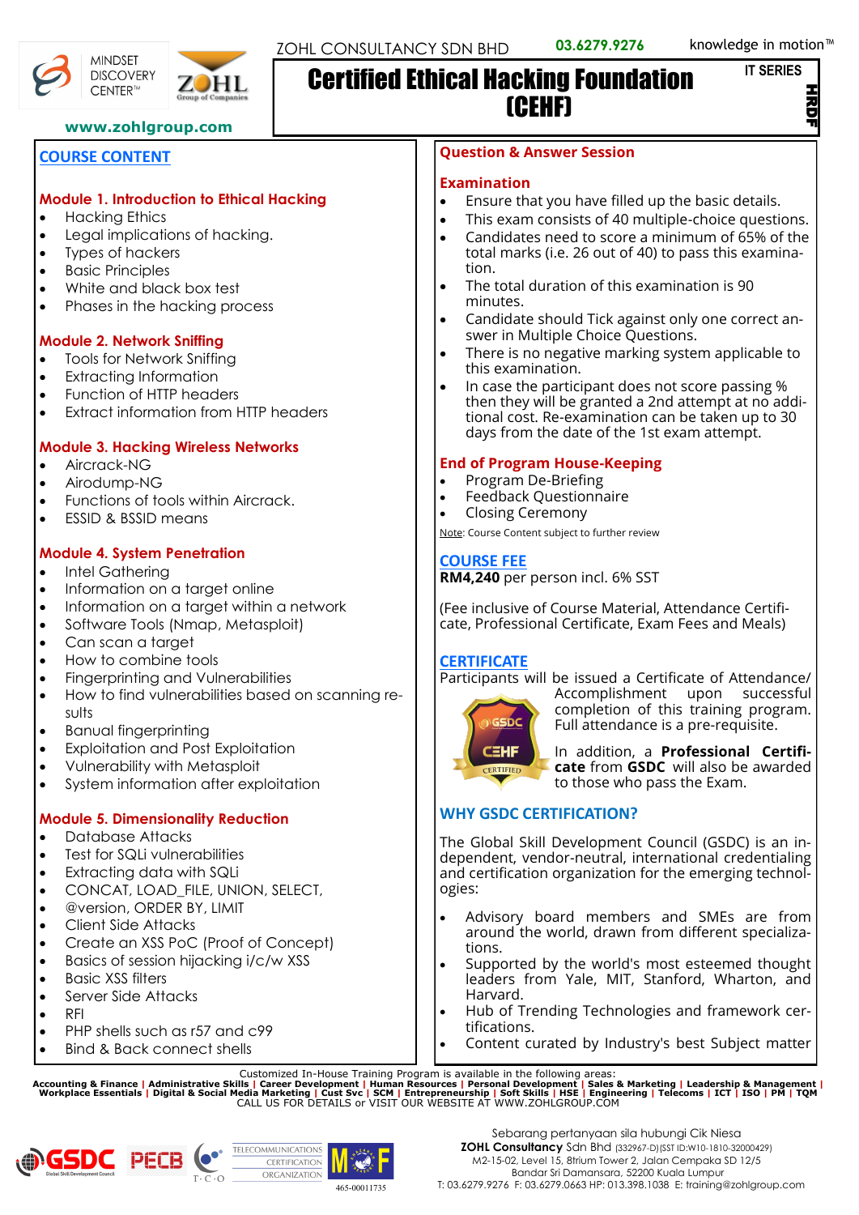ZOHL CONSULTANCY SDN BHD 03.6279.9276 knowledge in motion™

MINDSET DISCOVERY CENTER™

www.zohlgroup.com

# Certified Ethical Hacking Foundation (CEHF)

IT SERIES

HRDF

## COURSE CONTENT

### Module 1. Introduction to Ethical Hacking

- Hacking Ethics
- Legal implications of hacking.
- Types of hackers
- Basic Principles
- White and black box test
- Phases in the hacking process

### Module 2. Network Sniffing

- Tools for Network Sniffing
- Extracting Information
- Function of HTTP headers
- Extract information from HTTP headers

### Module 3. Hacking Wireless Networks

- Aircrack-NG
- Airodump-NG
- Functions of tools within Aircrack.
- ESSID & BSSID means

### Module 4. System Penetration

- Intel Gathering
- Information on a target online
- Information on a target within a network
- Software Tools (Nmap, Metasploit)
- Can scan a target
- How to combine tools
- Fingerprinting and Vulnerabilities
- How to find vulnerabilities based on scanning results
- Banual fingerprinting
- Exploitation and Post Exploitation
- Vulnerability with Metasploit
- System information after exploitation

### Module 5. Dimensionality Reduction

- Database Attacks
- Test for SQLi vulnerabilities
- Extracting data with SQLi
- CONCAT, LOAD_FILE, UNION, SELECT,
- @version, ORDER BY, LIMIT
- Client Side Attacks
- Create an XSS PoC (Proof of Concept)
- Basics of session hijacking i/c/w XSS
- Basic XSS filters
- Server Side Attacks
- RFI
- PHP shells such as r57 and c99
- Bind & Back connect shells

### Question & Answer Session

### Examination

- Ensure that you have filled up the basic details.
- This exam consists of 40 multiple-choice questions.
- Candidates need to score a minimum of 65% of the total marks (i.e. 26 out of 40) to pass this examination.
- The total duration of this examination is 90 minutes.
- Candidate should Tick against only one correct answer in Multiple Choice Questions.
- There is no negative marking system applicable to this examination.
- In case the participant does not score passing % then they will be granted a 2nd attempt at no additional cost. Re-examination can be taken up to 30 days from the date of the 1st exam attempt.

### End of Program House-Keeping

- Program De-Briefing
- Feedback Questionnaire
- Closing Ceremony

Note: Course Content subject to further review

## COURSE FEE

**RM4,240** per person incl. 6% SST

(Fee inclusive of Course Material, Attendance Certificate, Professional Certificate, Exam Fees and Meals)

## CERTIFICATE

Participants will be issued a Certificate of Attendance/ Accomplishment upon successful completion of this training program. Full attendance is a pre-requisite.

In addition, a **Professional Certificate** from **GSDC** will also be awarded to those who pass the Exam.

## WHY GSDC CERTIFICATION?

The Global Skill Development Council (GSDC) is an independent, vendor-neutral, international credentialing and certification organization for the emerging technologies:

- Advisory board members and SMEs are from around the world, drawn from different specializations.
- Supported by the world's most esteemed thought leaders from Yale, MIT, Stanford, Wharton, and Harvard.
- Hub of Trending Technologies and framework certifications.
- Content curated by Industry's best Subject matter

Customized In-House Training Program is available in the following areas:
**Accounting & Finance | Administrative Skills | Career Development | Human Resources | Personal Development | Sales & Marketing | Leadership & Management | Workplace Essentials | Digital & Social Media Marketing | Cust Svc | SCM | Entrepreneurship | Soft Skills | HSE | Engineering | Telecoms | ICT | ISO | PM | TQM**
CALL US FOR DETAILS or VISIT OUR WEBSITE AT WWW.ZOHLGROUP.COM

465-00011735

Sebarang pertanyaan sila hubungi Cik Niesa
**ZOHL Consultancy** Sdn Bhd (332967-D)(SST ID:W10-1810-32000429)
M2-15-02, Level 15, 8trium Tower 2, Jalan Cempaka SD 12/5
Bandar Sri Damansara, 52200 Kuala Lumpur
T: 03.6279.9276 F: 03.6279.0663 HP: 013.398.1038 E: training@zohlgroup.com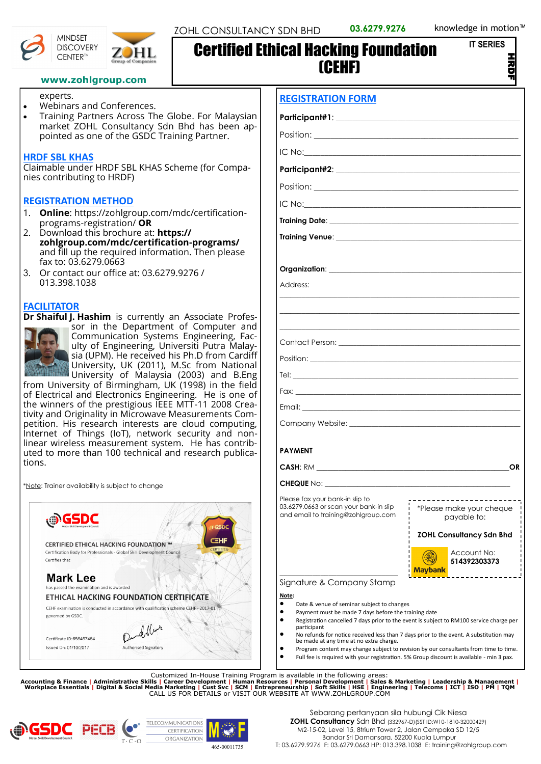ZOHL CONSULTANCY SDN BHD 03.6279.9276 knowledge in motion™

# Certified Ethical Hacking Foundation (CEHF)

IT SERIES

HRDF

MINDSET DISCOVERY CENTER™ ZOHL Group of Companies

**www.zohlgroup.com**

experts.

- Webinars and Conferences.
- Training Partners Across The Globe. For Malaysian market ZOHL Consultancy Sdn Bhd has been appointed as one of the GSDC Training Partner.

## HRDF SBL KHAS

Claimable under HRDF SBL KHAS Scheme (for Companies contributing to HRDF)

## REGISTRATION METHOD

1. **Online**: https://zohlgroup.com/mdc/certification-programs-registration/ **OR**
2. Download this brochure at: **https://zohlgroup.com/mdc/certification-programs/** and fill up the required information. Then please fax to: 03.6279.0663
3. Or contact our office at: 03.6279.9276 / 013.398.1038

## FACILITATOR

**Dr Shaiful J. Hashim** is currently an Associate Professor in the Department of Computer and Communication Systems Engineering, Faculty of Engineering, Universiti Putra Malaysia (UPM). He received his Ph.D from Cardiff University, UK (2011), M.Sc from National University of Malaysia (2003) and B.Eng from University of Birmingham, UK (1998) in the field of Electrical and Electronics Engineering. He is one of the winners of the prestigious IEEE MTT-11 2008 Creativity and Originality in Microwave Measurements Competition. His research interests are cloud computing, Internet of Things (IoT), network security and non-linear wireless measurement system. He has contributed to more than 100 technical and research publications.

*Note: Trainer availability is subject to change

GSDC

CERTIFIED ETHICAL HACKING FOUNDATION ™

Certification Body for Professionals - Global Skill Development Council

Certifies that

**Mark Lee**

has passed the examination and is awarded

ETHICAL HACKING FOUNDATION CERTIFICATE

CEHF examination is conducted in accordance with qualification scheme CEHF - 2017-01 governed by GSDC.

Certificate ID: 656467464

Issued On: 01/10/2017

Authorised Signatory

## REGISTRATION FORM

**Participant#1**: ______________________

Position: ______________________

IC No: ______________________

**Participant#2**: ______________________

Position: ______________________

IC No: ______________________

**Training Date**: ______________________

**Training Venue**: ______________________

**Organization**: ______________________

Address: ______________________

Contact Person: ______________________

Position: ______________________

Tel: ______________________

Fax: ______________________

Email: ______________________

Company Website: ______________________

**PAYMENT**

**CASH**: RM ______________________ **OR**

**CHEQUE** No: ______________________

Please fax your bank-in slip to 03.6279.0663 or scan your bank-in slip and email to training@zohlgroup.com

*Please make your cheque payable to:

**ZOHL Consultancy Sdn Bhd**

Maybank Account No: **514392303373**

Signature & Company Stamp

**Note:**

- Date & venue of seminar subject to changes
- Payment must be made 7 days before the training date
- Registration cancelled 7 days prior to the event is subject to RM100 service charge per participant
- No refunds for notice received less than 7 days prior to the event. A substitution may be made at any time at no extra charge.
- Program content may change subject to revision by our consultants from time to time.
- Full fee is required with your registration. 5% Group discount is available - min 3 pax.

Customized In-House Training Program is available in the following areas:

**Accounting & Finance | Administrative Skills | Career Development | Human Resources | Personal Development | Sales & Marketing | Leadership & Management | Workplace Essentials | Digital & Social Media Marketing | Cust Svc | SCM | Entrepreneurship | Soft Skills | HSE | Engineering | Telecoms | ICT | ISO | PM | TQM**

CALL US FOR DETAILS or VISIT OUR WEBSITE AT WWW.ZOHLGROUP.COM

GSDC PECB TELECOMMUNICATIONS CERTIFICATION ORGANIZATION MOF 465-00011735

Sebarang pertanyaan sila hubungi Cik Niesa

**ZOHL Consultancy** Sdn Bhd (332967-D)(SST ID:W10-1810-32000429)

M2-15-02, Level 15, 8trium Tower 2, Jalan Cempaka SD 12/5

Bandar Sri Damansara, 52200 Kuala Lumpur

T: 03.6279.9276 F: 03.6279.0663 HP: 013.398.1038 E: training@zohlgroup.com